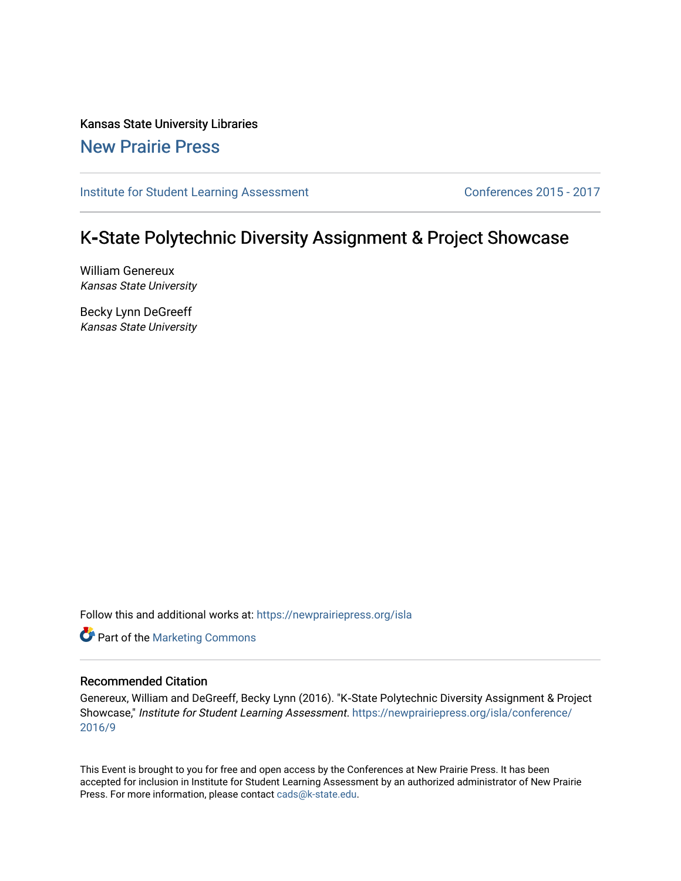Kansas State University Libraries

New Prairie Press

Institute for Student Learning Assessment | Conferences 2015 - 2017

# K-State Polytechnic Diversity Assignment & Project Showcase

William Genereux
*Kansas State University*

Becky Lynn DeGreeff
*Kansas State University*

Follow this and additional works at: https://newprairiepress.org/isla

Part of the Marketing Commons

## Recommended Citation

Genereux, William and DeGreeff, Becky Lynn (2016). "K-State Polytechnic Diversity Assignment & Project Showcase," *Institute for Student Learning Assessment*. https://newprairiepress.org/isla/conference/2016/9

This Event is brought to you for free and open access by the Conferences at New Prairie Press. It has been accepted for inclusion in Institute for Student Learning Assessment by an authorized administrator of New Prairie Press. For more information, please contact cads@k-state.edu.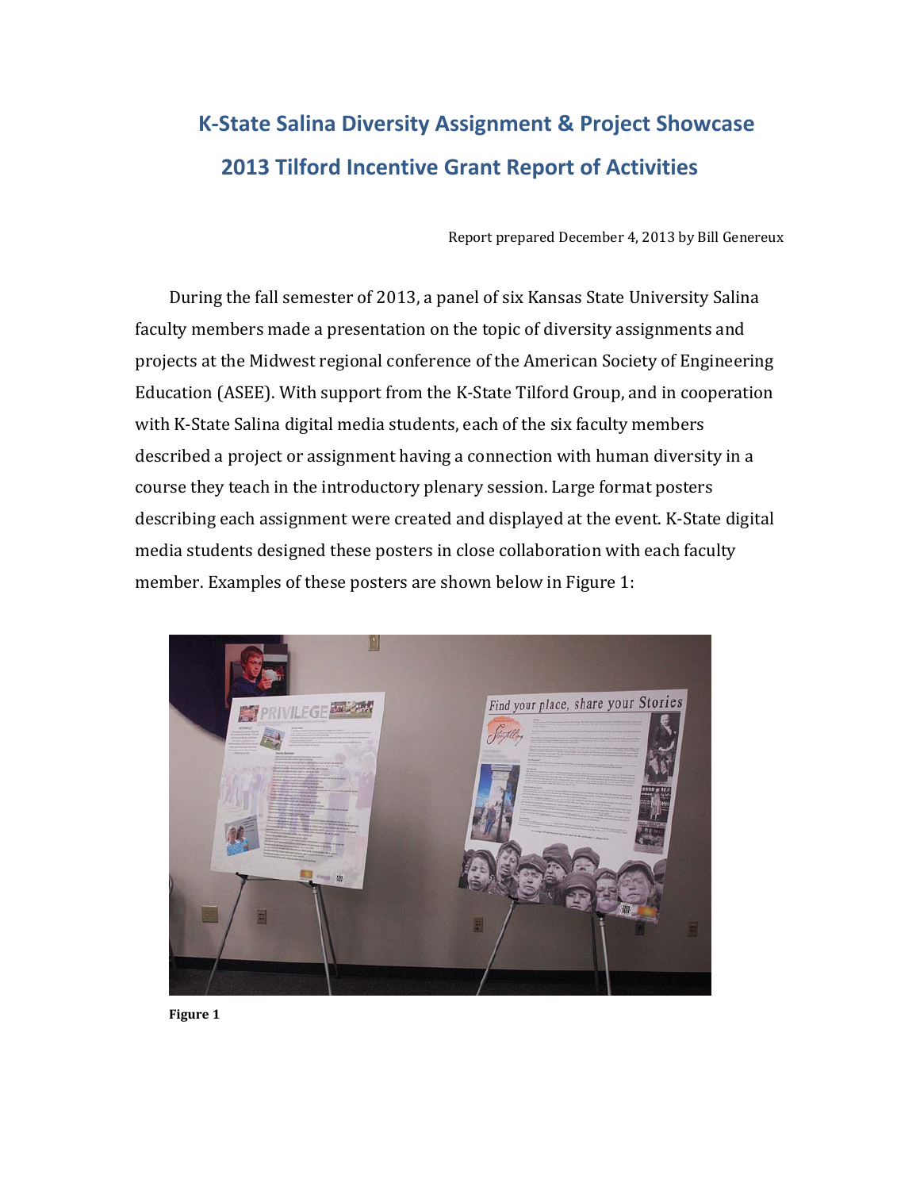# K-State Salina Diversity Assignment & Project Showcase

## 2013 Tilford Incentive Grant Report of Activities

Report prepared December 4, 2013 by Bill Genereux

During the fall semester of 2013, a panel of six Kansas State University Salina faculty members made a presentation on the topic of diversity assignments and projects at the Midwest regional conference of the American Society of Engineering Education (ASEE). With support from the K-State Tilford Group, and in cooperation with K-State Salina digital media students, each of the six faculty members described a project or assignment having a connection with human diversity in a course they teach in the introductory plenary session. Large format posters describing each assignment were created and displayed at the event. K-State digital media students designed these posters in close collaboration with each faculty member. Examples of these posters are shown below in Figure 1:

**Figure 1**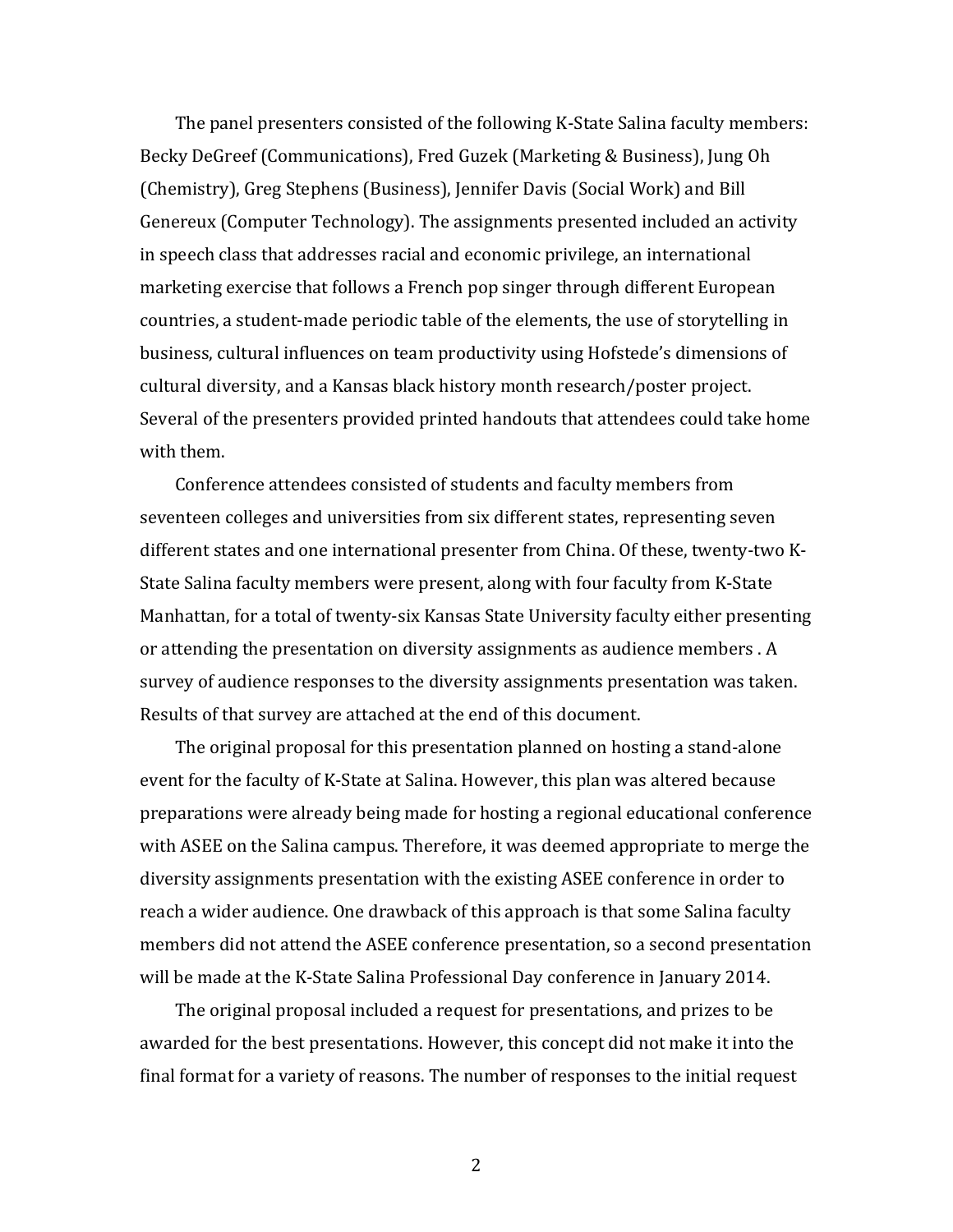The panel presenters consisted of the following K-State Salina faculty members: Becky DeGreef (Communications), Fred Guzek (Marketing & Business), Jung Oh (Chemistry), Greg Stephens (Business), Jennifer Davis (Social Work) and Bill Genereux (Computer Technology). The assignments presented included an activity in speech class that addresses racial and economic privilege, an international marketing exercise that follows a French pop singer through different European countries, a student-made periodic table of the elements, the use of storytelling in business, cultural influences on team productivity using Hofstede's dimensions of cultural diversity, and a Kansas black history month research/poster project. Several of the presenters provided printed handouts that attendees could take home with them.

Conference attendees consisted of students and faculty members from seventeen colleges and universities from six different states, representing seven different states and one international presenter from China. Of these, twenty-two K-State Salina faculty members were present, along with four faculty from K-State Manhattan, for a total of twenty-six Kansas State University faculty either presenting or attending the presentation on diversity assignments as audience members . A survey of audience responses to the diversity assignments presentation was taken. Results of that survey are attached at the end of this document.

The original proposal for this presentation planned on hosting a stand-alone event for the faculty of K-State at Salina. However, this plan was altered because preparations were already being made for hosting a regional educational conference with ASEE on the Salina campus. Therefore, it was deemed appropriate to merge the diversity assignments presentation with the existing ASEE conference in order to reach a wider audience. One drawback of this approach is that some Salina faculty members did not attend the ASEE conference presentation, so a second presentation will be made at the K-State Salina Professional Day conference in January 2014.

The original proposal included a request for presentations, and prizes to be awarded for the best presentations. However, this concept did not make it into the final format for a variety of reasons. The number of responses to the initial request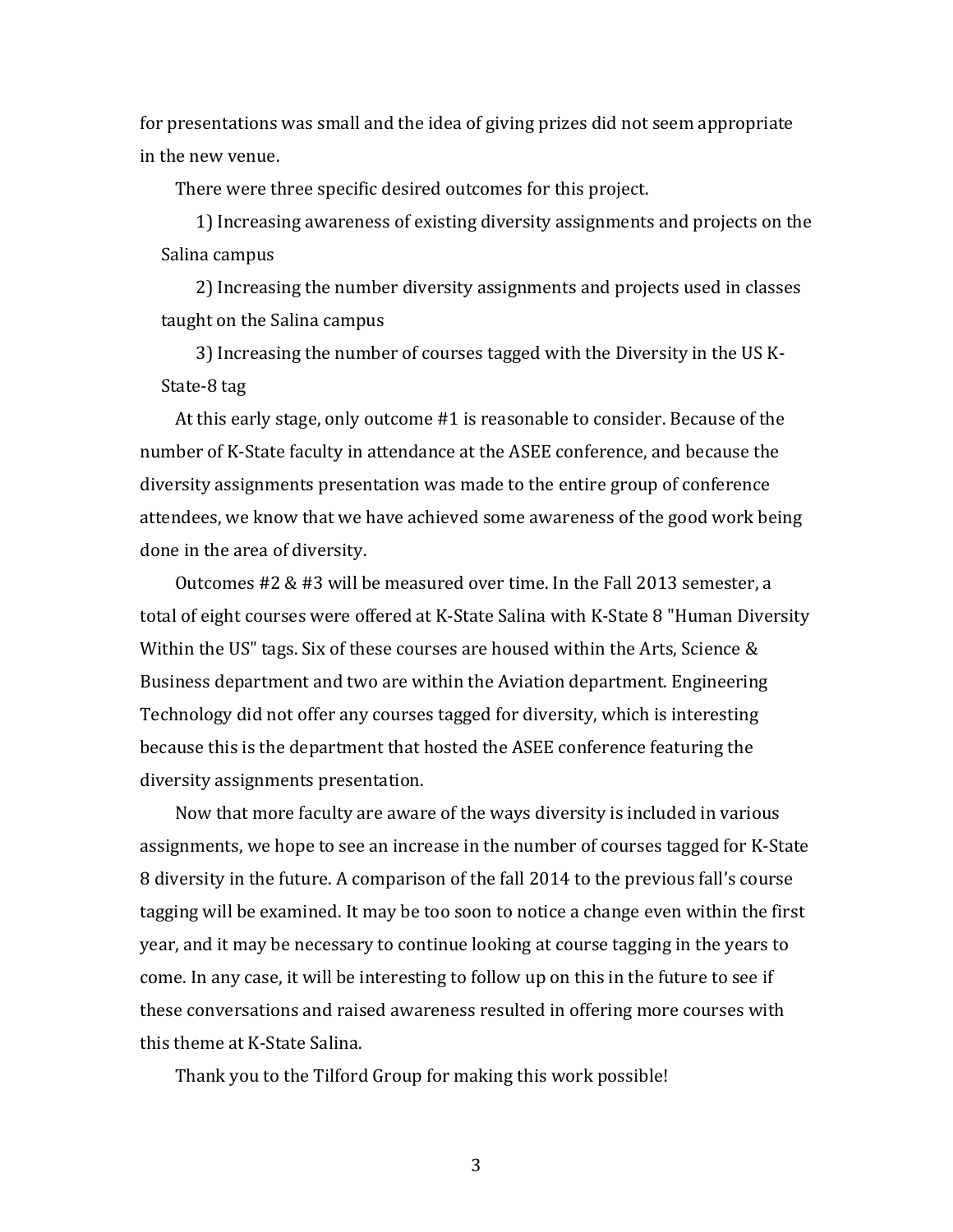for presentations was small and the idea of giving prizes did not seem appropriate in the new venue.

There were three specific desired outcomes for this project.

1) Increasing awareness of existing diversity assignments and projects on the Salina campus

2) Increasing the number diversity assignments and projects used in classes taught on the Salina campus

3) Increasing the number of courses tagged with the Diversity in the US K-State-8 tag

At this early stage, only outcome #1 is reasonable to consider. Because of the number of K-State faculty in attendance at the ASEE conference, and because the diversity assignments presentation was made to the entire group of conference attendees, we know that we have achieved some awareness of the good work being done in the area of diversity.

Outcomes #2 & #3 will be measured over time. In the Fall 2013 semester, a total of eight courses were offered at K-State Salina with K-State 8 "Human Diversity Within the US" tags. Six of these courses are housed within the Arts, Science & Business department and two are within the Aviation department. Engineering Technology did not offer any courses tagged for diversity, which is interesting because this is the department that hosted the ASEE conference featuring the diversity assignments presentation.

Now that more faculty are aware of the ways diversity is included in various assignments, we hope to see an increase in the number of courses tagged for K-State 8 diversity in the future. A comparison of the fall 2014 to the previous fall's course tagging will be examined. It may be too soon to notice a change even within the first year, and it may be necessary to continue looking at course tagging in the years to come. In any case, it will be interesting to follow up on this in the future to see if these conversations and raised awareness resulted in offering more courses with this theme at K-State Salina.

Thank you to the Tilford Group for making this work possible!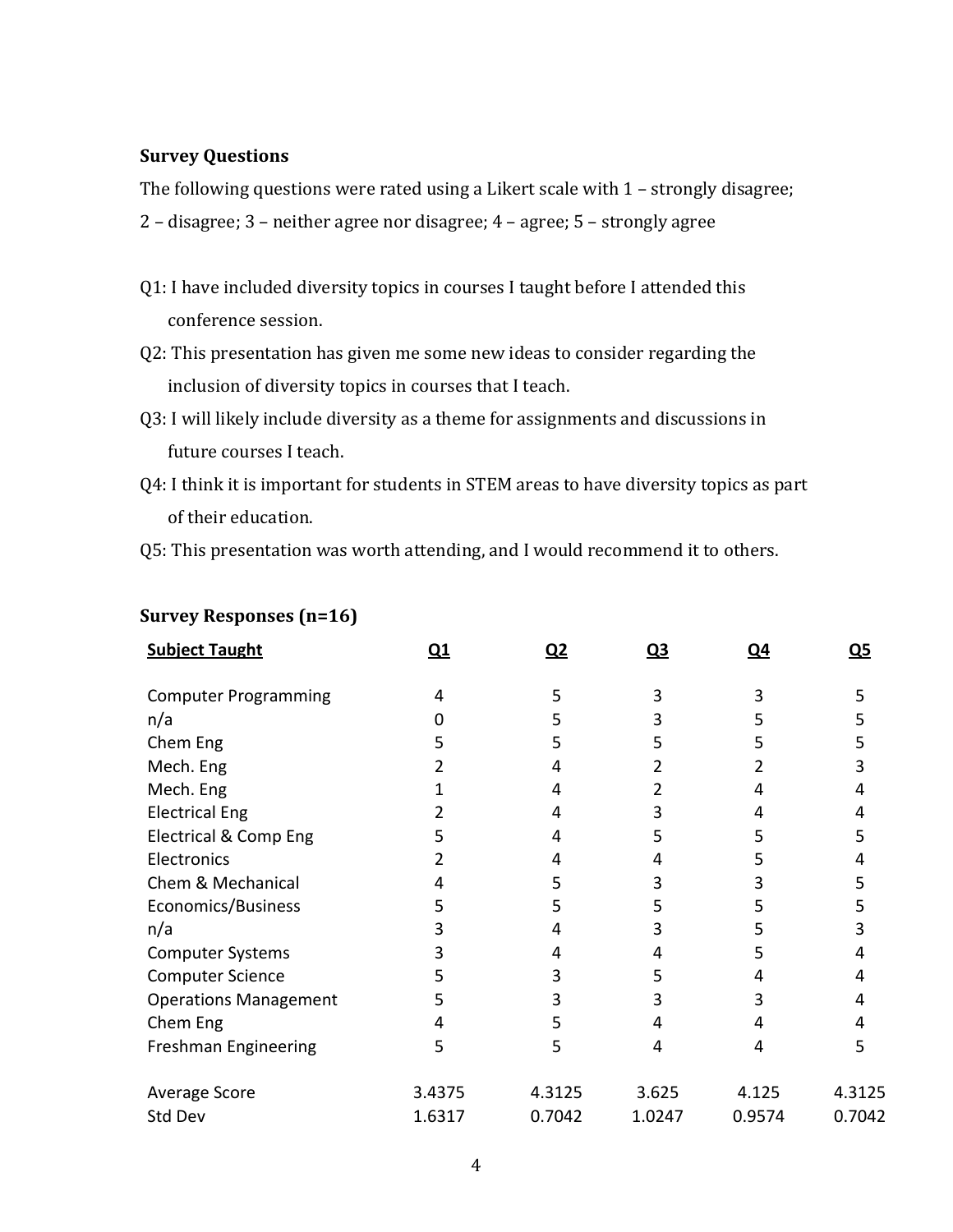**Survey Questions**

The following questions were rated using a Likert scale with 1 – strongly disagree; 2 – disagree; 3 – neither agree nor disagree; 4 – agree; 5 – strongly agree

Q1: I have included diversity topics in courses I taught before I attended this conference session.

Q2: This presentation has given me some new ideas to consider regarding the inclusion of diversity topics in courses that I teach.

Q3: I will likely include diversity as a theme for assignments and discussions in future courses I teach.

Q4: I think it is important for students in STEM areas to have diversity topics as part of their education.

Q5: This presentation was worth attending, and I would recommend it to others.

**Survey Responses (n=16)**

| Subject Taught | Q1 | Q2 | Q3 | Q4 | Q5 |
|---|---|---|---|---|---|
| Computer Programming | 4 | 5 | 3 | 3 | 5 |
| n/a | 0 | 5 | 3 | 5 | 5 |
| Chem Eng | 5 | 5 | 5 | 5 | 5 |
| Mech. Eng | 2 | 4 | 2 | 2 | 3 |
| Mech. Eng | 1 | 4 | 2 | 4 | 4 |
| Electrical Eng | 2 | 4 | 3 | 4 | 4 |
| Electrical & Comp Eng | 5 | 4 | 5 | 5 | 5 |
| Electronics | 2 | 4 | 4 | 5 | 4 |
| Chem & Mechanical | 4 | 5 | 3 | 3 | 5 |
| Economics/Business | 5 | 5 | 5 | 5 | 5 |
| n/a | 3 | 4 | 3 | 5 | 3 |
| Computer Systems | 3 | 4 | 4 | 5 | 4 |
| Computer Science | 5 | 3 | 5 | 4 | 4 |
| Operations Management | 5 | 3 | 3 | 3 | 4 |
| Chem Eng | 4 | 5 | 4 | 4 | 4 |
| Freshman Engineering | 5 | 5 | 4 | 4 | 5 |
| Average Score | 3.4375 | 4.3125 | 3.625 | 4.125 | 4.3125 |
| Std Dev | 1.6317 | 0.7042 | 1.0247 | 0.9574 | 0.7042 |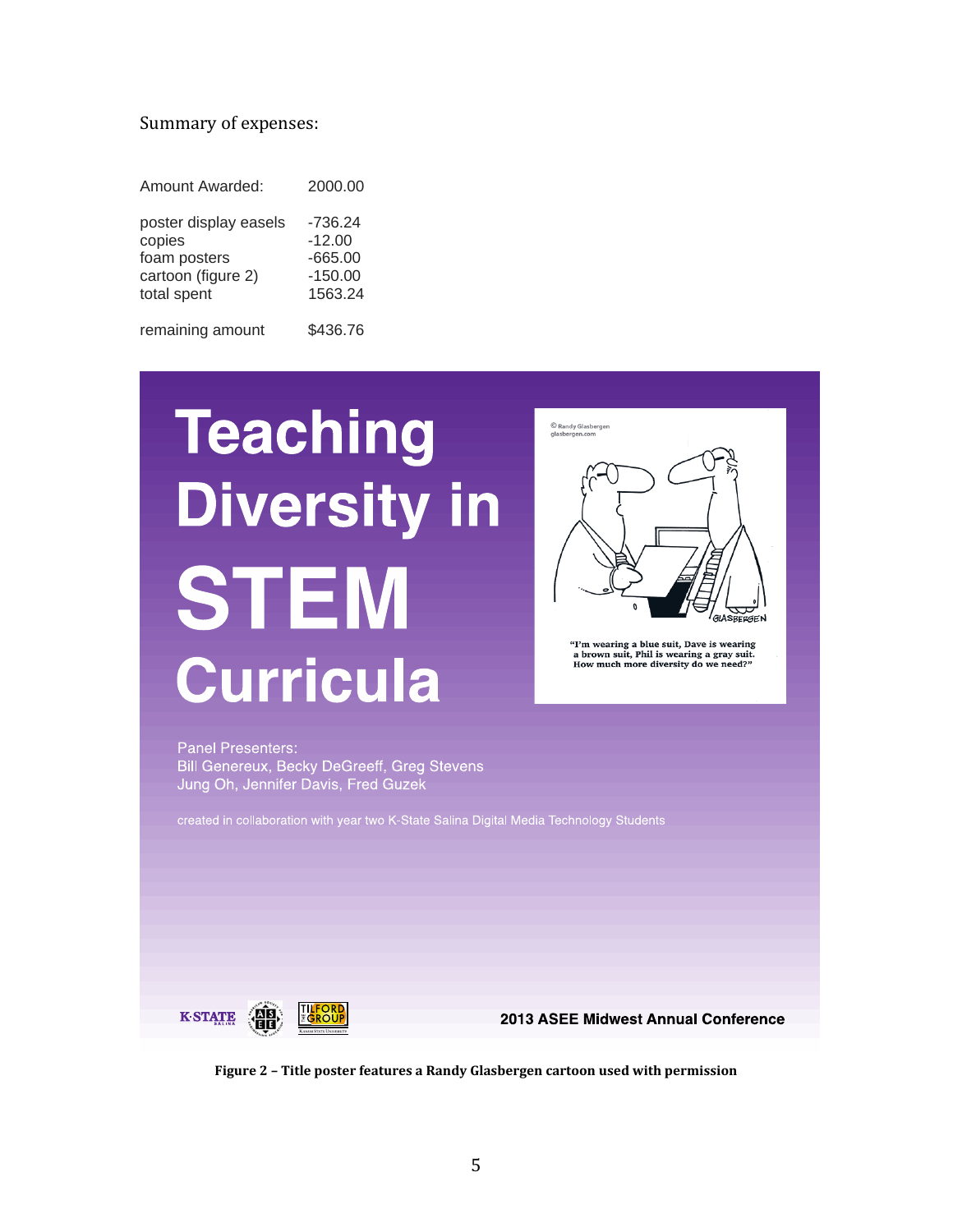Summary of expenses:

| | |
|---|---|
| Amount Awarded: | 2000.00 |
| poster display easels | -736.24 |
| copies | -12.00 |
| foam posters | -665.00 |
| cartoon (figure 2) | -150.00 |
| total spent | 1563.24 |
| remaining amount | $436.76 |

**Figure 2 – Title poster features a Randy Glasbergen cartoon used with permission**